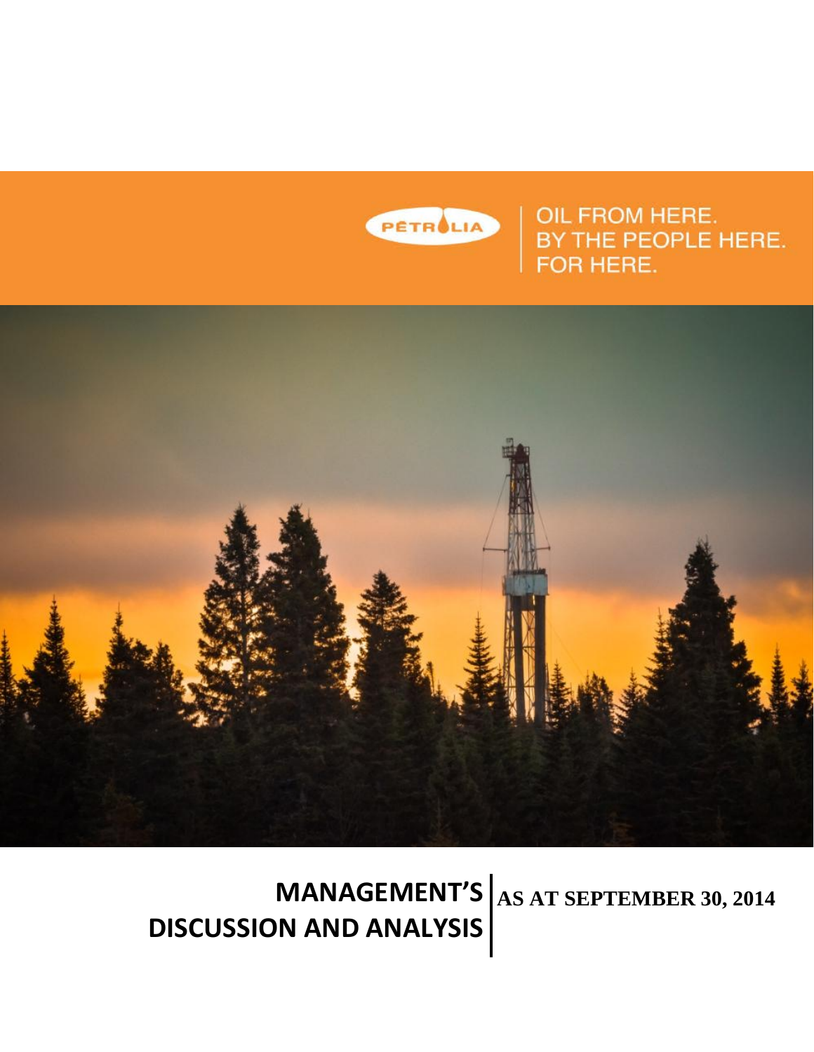PÉTROLIA

OIL FROM HERE.
BY THE PEOPLE HERE.
FOR HERE.

# MANAGEMENT'S DISCUSSION AND ANALYSIS

**AS AT SEPTEMBER 30, 2014**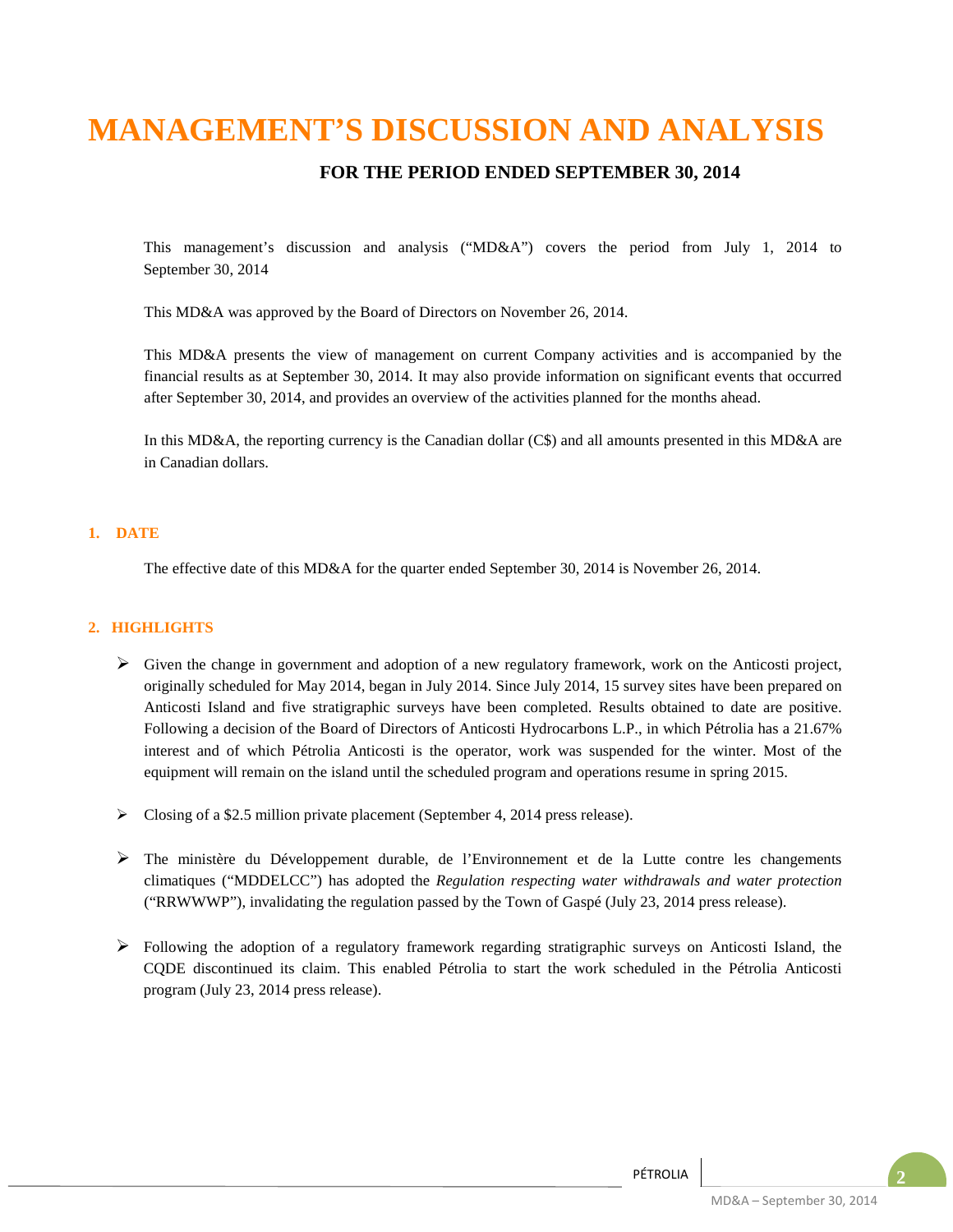# MANAGEMENT'S DISCUSSION AND ANALYSIS

### FOR THE PERIOD ENDED SEPTEMBER 30, 2014

This management's discussion and analysis ("MD&A") covers the period from July 1, 2014 to September 30, 2014

This MD&A was approved by the Board of Directors on November 26, 2014.

This MD&A presents the view of management on current Company activities and is accompanied by the financial results as at September 30, 2014. It may also provide information on significant events that occurred after September 30, 2014, and provides an overview of the activities planned for the months ahead.

In this MD&A, the reporting currency is the Canadian dollar (C$) and all amounts presented in this MD&A are in Canadian dollars.

## 1. DATE

The effective date of this MD&A for the quarter ended September 30, 2014 is November 26, 2014.

## 2. HIGHLIGHTS

- Given the change in government and adoption of a new regulatory framework, work on the Anticosti project, originally scheduled for May 2014, began in July 2014. Since July 2014, 15 survey sites have been prepared on Anticosti Island and five stratigraphic surveys have been completed. Results obtained to date are positive. Following a decision of the Board of Directors of Anticosti Hydrocarbons L.P., in which Pétrolia has a 21.67% interest and of which Pétrolia Anticosti is the operator, work was suspended for the winter. Most of the equipment will remain on the island until the scheduled program and operations resume in spring 2015.

- Closing of a $2.5 million private placement (September 4, 2014 press release).

- The ministère du Développement durable, de l'Environnement et de la Lutte contre les changements climatiques ("MDDELCC") has adopted the *Regulation respecting water withdrawals and water protection* ("RRWWWP"), invalidating the regulation passed by the Town of Gaspé (July 23, 2014 press release).

- Following the adoption of a regulatory framework regarding stratigraphic surveys on Anticosti Island, the CQDE discontinued its claim. This enabled Pétrolia to start the work scheduled in the Pétrolia Anticosti program (July 23, 2014 press release).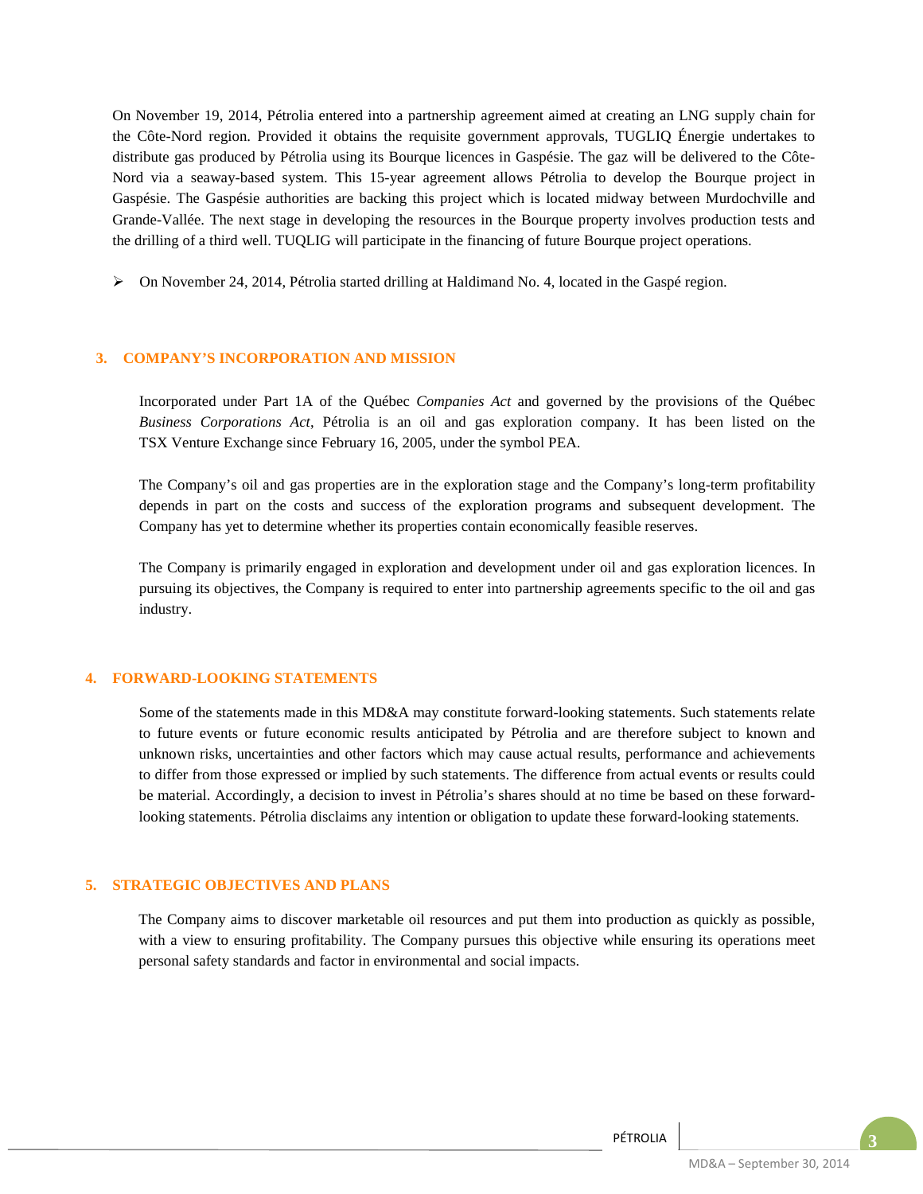On November 19, 2014, Pétrolia entered into a partnership agreement aimed at creating an LNG supply chain for the Côte-Nord region. Provided it obtains the requisite government approvals, TUGLIQ Énergie undertakes to distribute gas produced by Pétrolia using its Bourque licences in Gaspésie. The gaz will be delivered to the Côte-Nord via a seaway-based system. This 15-year agreement allows Pétrolia to develop the Bourque project in Gaspésie. The Gaspésie authorities are backing this project which is located midway between Murdochville and Grande-Vallée. The next stage in developing the resources in the Bourque property involves production tests and the drilling of a third well. TUQLIG will participate in the financing of future Bourque project operations.

- On November 24, 2014, Pétrolia started drilling at Haldimand No. 4, located in the Gaspé region.

## 3. COMPANY'S INCORPORATION AND MISSION

Incorporated under Part 1A of the Québec *Companies Act* and governed by the provisions of the Québec *Business Corporations Act*, Pétrolia is an oil and gas exploration company. It has been listed on the TSX Venture Exchange since February 16, 2005, under the symbol PEA.

The Company's oil and gas properties are in the exploration stage and the Company's long-term profitability depends in part on the costs and success of the exploration programs and subsequent development. The Company has yet to determine whether its properties contain economically feasible reserves.

The Company is primarily engaged in exploration and development under oil and gas exploration licences. In pursuing its objectives, the Company is required to enter into partnership agreements specific to the oil and gas industry.

## 4. FORWARD-LOOKING STATEMENTS

Some of the statements made in this MD&A may constitute forward-looking statements. Such statements relate to future events or future economic results anticipated by Pétrolia and are therefore subject to known and unknown risks, uncertainties and other factors which may cause actual results, performance and achievements to differ from those expressed or implied by such statements. The difference from actual events or results could be material. Accordingly, a decision to invest in Pétrolia's shares should at no time be based on these forward-looking statements. Pétrolia disclaims any intention or obligation to update these forward-looking statements.

## 5. STRATEGIC OBJECTIVES AND PLANS

The Company aims to discover marketable oil resources and put them into production as quickly as possible, with a view to ensuring profitability. The Company pursues this objective while ensuring its operations meet personal safety standards and factor in environmental and social impacts.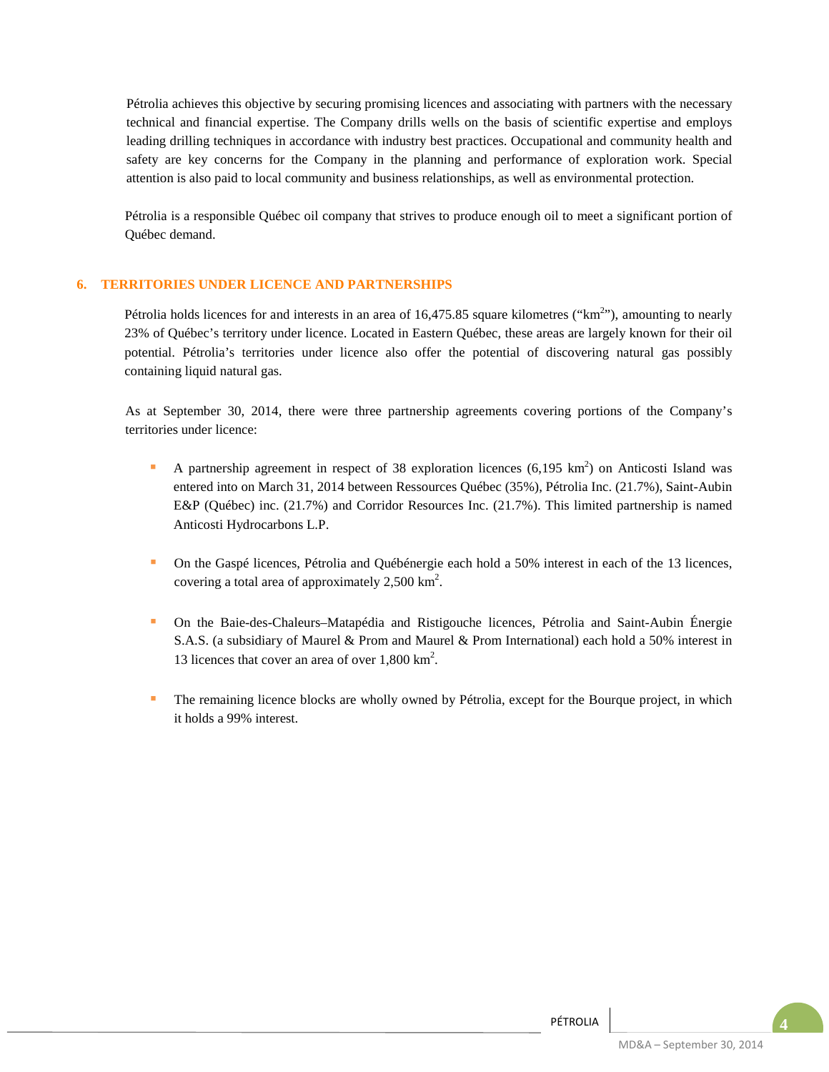Pétrolia achieves this objective by securing promising licences and associating with partners with the necessary technical and financial expertise. The Company drills wells on the basis of scientific expertise and employs leading drilling techniques in accordance with industry best practices. Occupational and community health and safety are key concerns for the Company in the planning and performance of exploration work. Special attention is also paid to local community and business relationships, as well as environmental protection.

Pétrolia is a responsible Québec oil company that strives to produce enough oil to meet a significant portion of Québec demand.

## 6. TERRITORIES UNDER LICENCE AND PARTNERSHIPS

Pétrolia holds licences for and interests in an area of 16,475.85 square kilometres (“$km^2$”), amounting to nearly 23% of Québec’s territory under licence. Located in Eastern Québec, these areas are largely known for their oil potential. Pétrolia’s territories under licence also offer the potential of discovering natural gas possibly containing liquid natural gas.

As at September 30, 2014, there were three partnership agreements covering portions of the Company’s territories under licence:

- A partnership agreement in respect of 38 exploration licences (6,195 $km^2$) on Anticosti Island was entered into on March 31, 2014 between Ressources Québec (35%), Pétrolia Inc. (21.7%), Saint-Aubin E&P (Québec) inc. (21.7%) and Corridor Resources Inc. (21.7%). This limited partnership is named Anticosti Hydrocarbons L.P.

- On the Gaspé licences, Pétrolia and Québénergie each hold a 50% interest in each of the 13 licences, covering a total area of approximately 2,500 $km^2$.

- On the Baie-des-Chaleurs–Matapédia and Ristigouche licences, Pétrolia and Saint-Aubin Énergie S.A.S. (a subsidiary of Maurel & Prom and Maurel & Prom International) each hold a 50% interest in 13 licences that cover an area of over 1,800 $km^2$.

- The remaining licence blocks are wholly owned by Pétrolia, except for the Bourque project, in which it holds a 99% interest.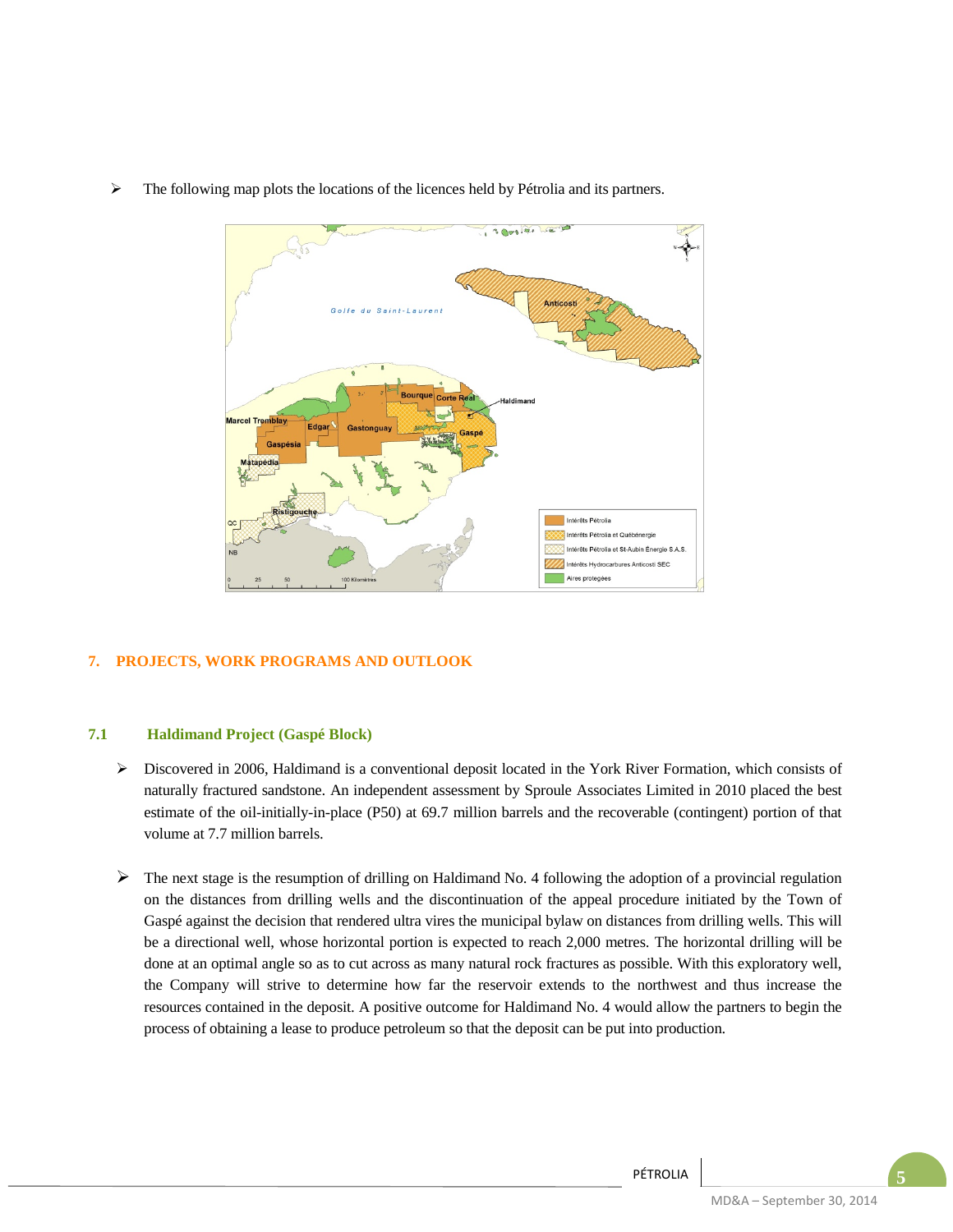- The following map plots the locations of the licences held by Pétrolia and its partners.

## 7. PROJECTS, WORK PROGRAMS AND OUTLOOK

### 7.1 Haldimand Project (Gaspé Block)

- Discovered in 2006, Haldimand is a conventional deposit located in the York River Formation, which consists of naturally fractured sandstone. An independent assessment by Sproule Associates Limited in 2010 placed the best estimate of the oil-initially-in-place (P50) at 69.7 million barrels and the recoverable (contingent) portion of that volume at 7.7 million barrels.

- The next stage is the resumption of drilling on Haldimand No. 4 following the adoption of a provincial regulation on the distances from drilling wells and the discontinuation of the appeal procedure initiated by the Town of Gaspé against the decision that rendered ultra vires the municipal bylaw on distances from drilling wells. This will be a directional well, whose horizontal portion is expected to reach 2,000 metres. The horizontal drilling will be done at an optimal angle so as to cut across as many natural rock fractures as possible. With this exploratory well, the Company will strive to determine how far the reservoir extends to the northwest and thus increase the resources contained in the deposit. A positive outcome for Haldimand No. 4 would allow the partners to begin the process of obtaining a lease to produce petroleum so that the deposit can be put into production.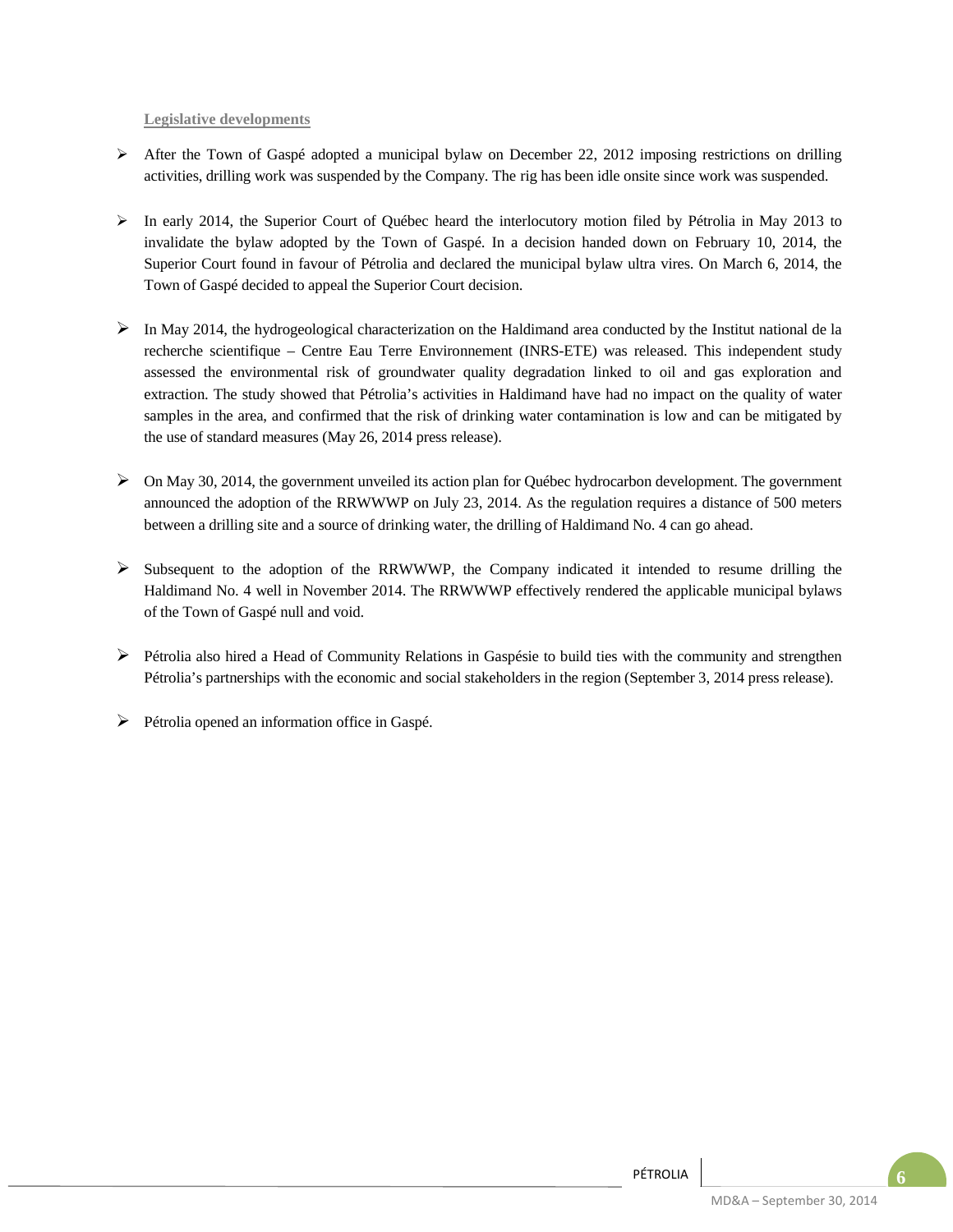### Legislative developments

- After the Town of Gaspé adopted a municipal bylaw on December 22, 2012 imposing restrictions on drilling activities, drilling work was suspended by the Company. The rig has been idle onsite since work was suspended.

- In early 2014, the Superior Court of Québec heard the interlocutory motion filed by Pétrolia in May 2013 to invalidate the bylaw adopted by the Town of Gaspé. In a decision handed down on February 10, 2014, the Superior Court found in favour of Pétrolia and declared the municipal bylaw ultra vires. On March 6, 2014, the Town of Gaspé decided to appeal the Superior Court decision.

- In May 2014, the hydrogeological characterization on the Haldimand area conducted by the Institut national de la recherche scientifique – Centre Eau Terre Environnement (INRS-ETE) was released. This independent study assessed the environmental risk of groundwater quality degradation linked to oil and gas exploration and extraction. The study showed that Pétrolia's activities in Haldimand have had no impact on the quality of water samples in the area, and confirmed that the risk of drinking water contamination is low and can be mitigated by the use of standard measures (May 26, 2014 press release).

- On May 30, 2014, the government unveiled its action plan for Québec hydrocarbon development. The government announced the adoption of the RRWWWP on July 23, 2014. As the regulation requires a distance of 500 meters between a drilling site and a source of drinking water, the drilling of Haldimand No. 4 can go ahead.

- Subsequent to the adoption of the RRWWWP, the Company indicated it intended to resume drilling the Haldimand No. 4 well in November 2014. The RRWWWP effectively rendered the applicable municipal bylaws of the Town of Gaspé null and void.

- Pétrolia also hired a Head of Community Relations in Gaspésie to build ties with the community and strengthen Pétrolia's partnerships with the economic and social stakeholders in the region (September 3, 2014 press release).

- Pétrolia opened an information office in Gaspé.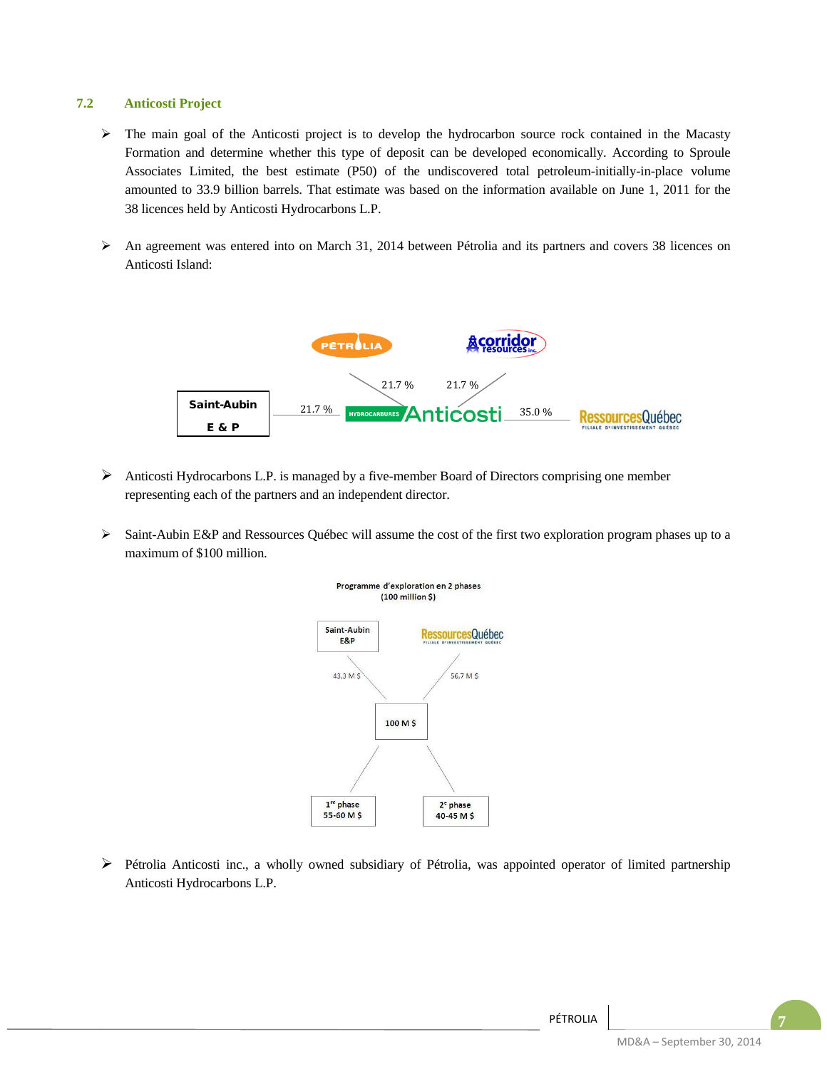### 7.2 Anticosti Project

- The main goal of the Anticosti project is to develop the hydrocarbon source rock contained in the Macasty Formation and determine whether this type of deposit can be developed economically. According to Sproule Associates Limited, the best estimate (P50) of the undiscovered total petroleum-initially-in-place volume amounted to 33.9 billion barrels. That estimate was based on the information available on June 1, 2011 for the 38 licences held by Anticosti Hydrocarbons L.P.

- An agreement was entered into on March 31, 2014 between Pétrolia and its partners and covers 38 licences on Anticosti Island:

| Partner | Interest in Anticosti Hydrocarbons |
|---|---|
| Pétrolia | 21.7 % |
| Corridor Resources Inc. | 21.7 % |
| Saint-Aubin E & P | 21.7 % |
| Ressources Québec | 35.0 % |

- Anticosti Hydrocarbons L.P. is managed by a five-member Board of Directors comprising one member representing each of the partners and an independent director.

- Saint-Aubin E&P and Ressources Québec will assume the cost of the first two exploration program phases up to a maximum of $100 million.

Programme d'exploration en 2 phases (100 million $)

| Contributor | Amount |
|---|---|
| Saint-Aubin E&P | 43,3 M $ |
| Ressources Québec | 56,7 M $ |
| Total | 100 M $ |

| Phase | Amount |
|---|---|
| 1re phase | 55-60 M $ |
| 2e phase | 40-45 M $ |

- Pétrolia Anticosti inc., a wholly owned subsidiary of Pétrolia, was appointed operator of limited partnership Anticosti Hydrocarbons L.P.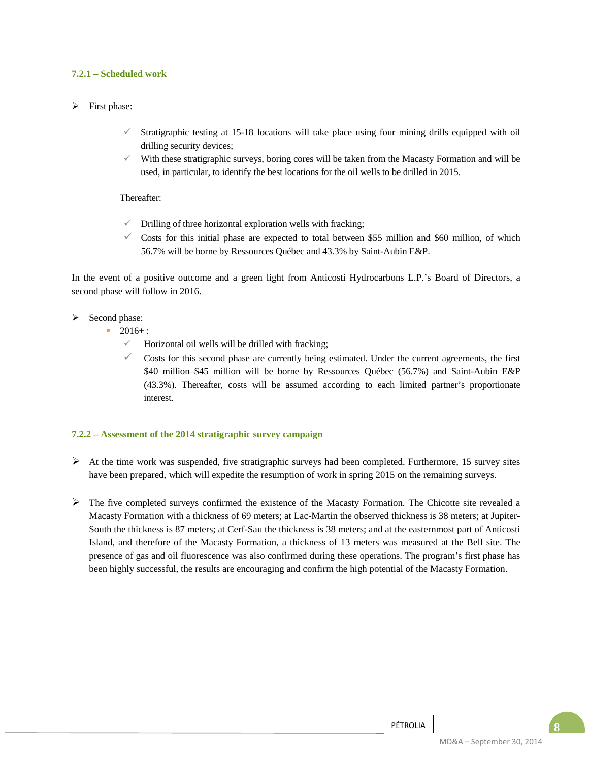### 7.2.1 – Scheduled work

- First phase:
  - Stratigraphic testing at 15-18 locations will take place using four mining drills equipped with oil drilling security devices;
  - With these stratigraphic surveys, boring cores will be taken from the Macasty Formation and will be used, in particular, to identify the best locations for the oil wells to be drilled in 2015.

  Thereafter:

  - Drilling of three horizontal exploration wells with fracking;
  - Costs for this initial phase are expected to total between $55 million and $60 million, of which 56.7% will be borne by Ressources Québec and 43.3% by Saint-Aubin E&P.

In the event of a positive outcome and a green light from Anticosti Hydrocarbons L.P.'s Board of Directors, a second phase will follow in 2016.

- Second phase:
  - 2016+ :
    - Horizontal oil wells will be drilled with fracking;
    - Costs for this second phase are currently being estimated. Under the current agreements, the first $40 million–$45 million will be borne by Ressources Québec (56.7%) and Saint-Aubin E&P (43.3%). Thereafter, costs will be assumed according to each limited partner's proportionate interest.

### 7.2.2 – Assessment of the 2014 stratigraphic survey campaign

- At the time work was suspended, five stratigraphic surveys had been completed. Furthermore, 15 survey sites have been prepared, which will expedite the resumption of work in spring 2015 on the remaining surveys.

- The five completed surveys confirmed the existence of the Macasty Formation. The Chicotte site revealed a Macasty Formation with a thickness of 69 meters; at Lac-Martin the observed thickness is 38 meters; at Jupiter-South the thickness is 87 meters; at Cerf-Sau the thickness is 38 meters; and at the easternmost part of Anticosti Island, and therefore of the Macasty Formation, a thickness of 13 meters was measured at the Bell site. The presence of gas and oil fluorescence was also confirmed during these operations. The program's first phase has been highly successful, the results are encouraging and confirm the high potential of the Macasty Formation.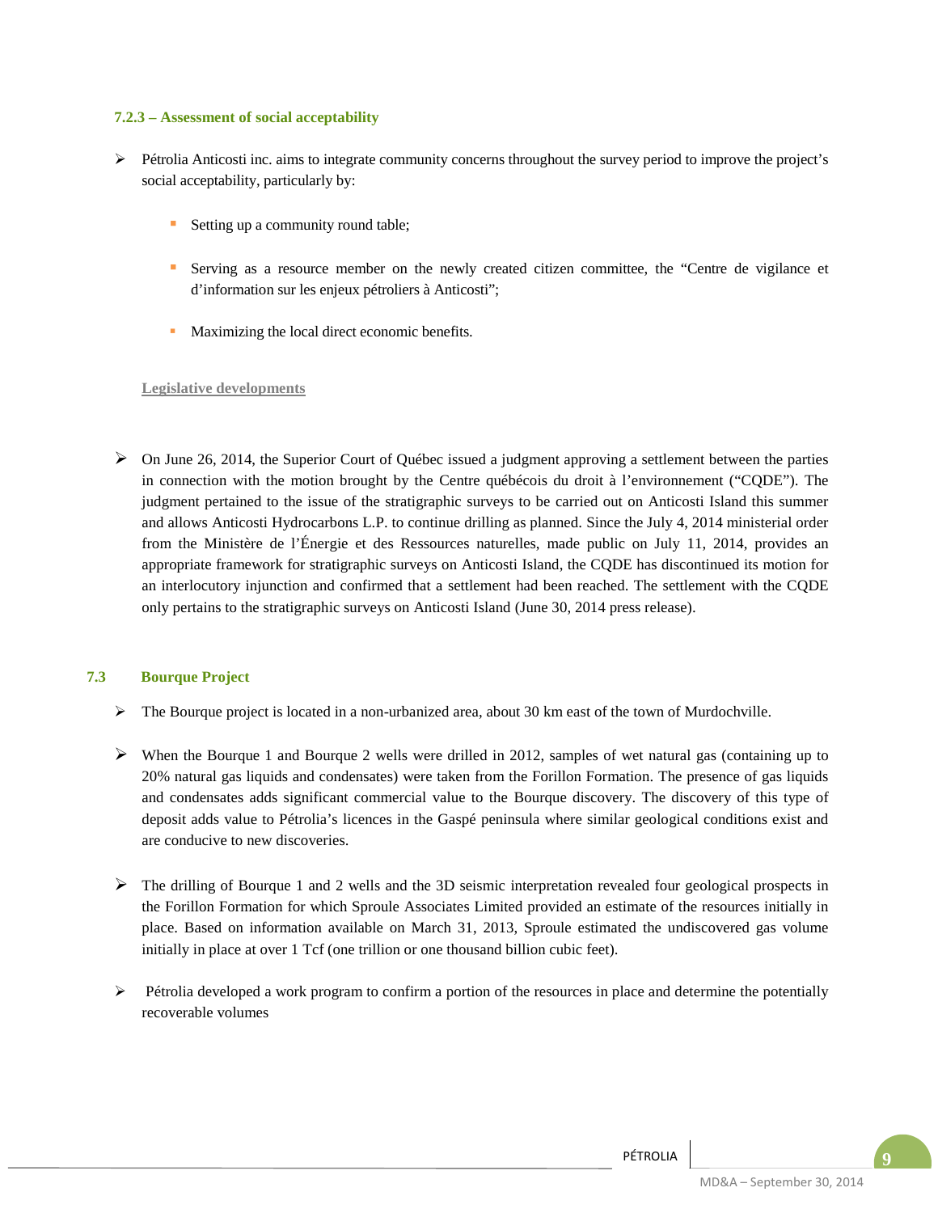#### 7.2.3 – Assessment of social acceptability

- Pétrolia Anticosti inc. aims to integrate community concerns throughout the survey period to improve the project's social acceptability, particularly by:
  - Setting up a community round table;
  - Serving as a resource member on the newly created citizen committee, the "Centre de vigilance et d'information sur les enjeux pétroliers à Anticosti";
  - Maximizing the local direct economic benefits.

**Legislative developments**

- On June 26, 2014, the Superior Court of Québec issued a judgment approving a settlement between the parties in connection with the motion brought by the Centre québécois du droit à l'environnement ("CQDE"). The judgment pertained to the issue of the stratigraphic surveys to be carried out on Anticosti Island this summer and allows Anticosti Hydrocarbons L.P. to continue drilling as planned. Since the July 4, 2014 ministerial order from the Ministère de l'Énergie et des Ressources naturelles, made public on July 11, 2014, provides an appropriate framework for stratigraphic surveys on Anticosti Island, the CQDE has discontinued its motion for an interlocutory injunction and confirmed that a settlement had been reached. The settlement with the CQDE only pertains to the stratigraphic surveys on Anticosti Island (June 30, 2014 press release).

### 7.3 Bourque Project

- The Bourque project is located in a non-urbanized area, about 30 km east of the town of Murdochville.
- When the Bourque 1 and Bourque 2 wells were drilled in 2012, samples of wet natural gas (containing up to 20% natural gas liquids and condensates) were taken from the Forillon Formation. The presence of gas liquids and condensates adds significant commercial value to the Bourque discovery. The discovery of this type of deposit adds value to Pétrolia's licences in the Gaspé peninsula where similar geological conditions exist and are conducive to new discoveries.
- The drilling of Bourque 1 and 2 wells and the 3D seismic interpretation revealed four geological prospects in the Forillon Formation for which Sproule Associates Limited provided an estimate of the resources initially in place. Based on information available on March 31, 2013, Sproule estimated the undiscovered gas volume initially in place at over 1 Tcf (one trillion or one thousand billion cubic feet).
- Pétrolia developed a work program to confirm a portion of the resources in place and determine the potentially recoverable volumes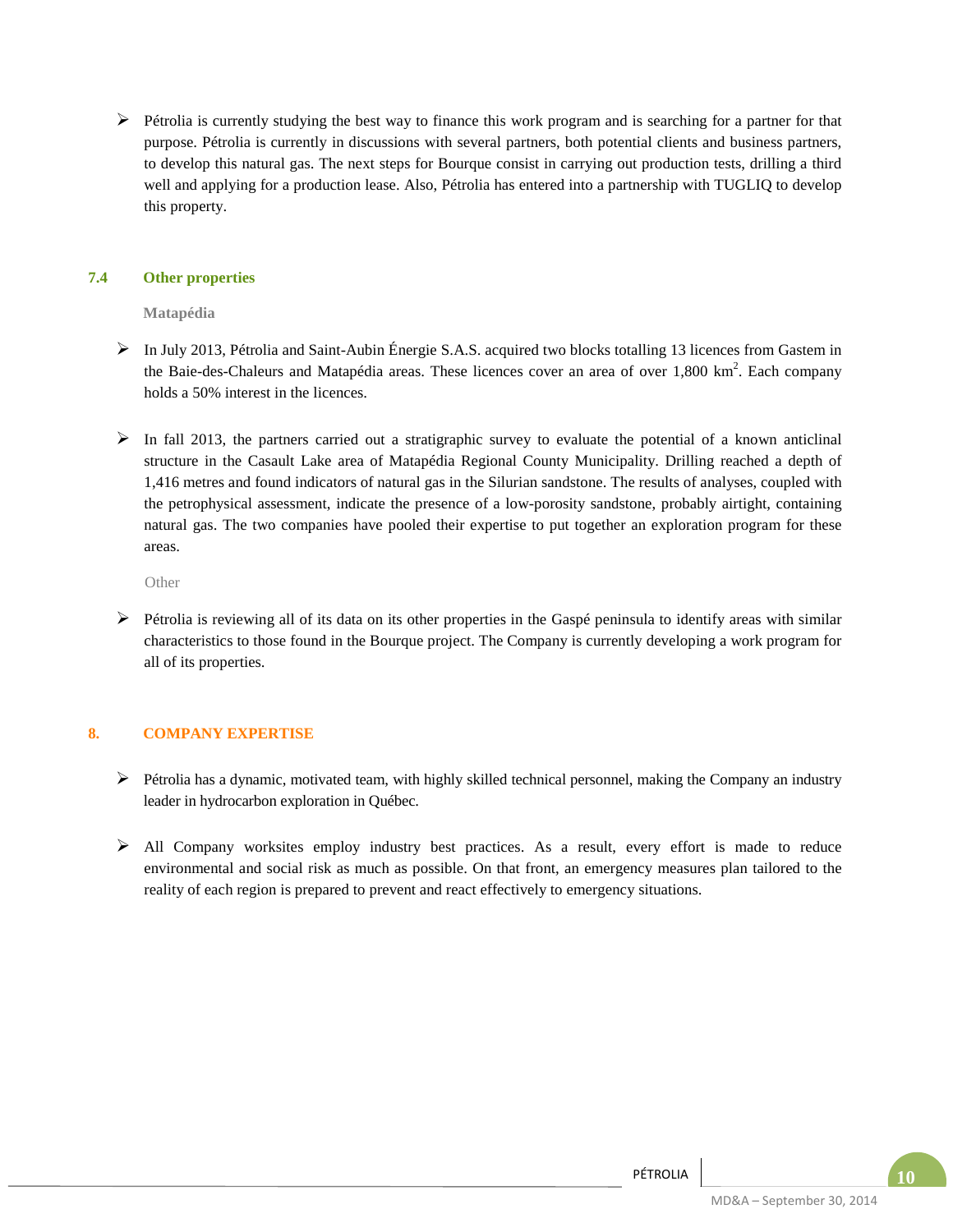- Pétrolia is currently studying the best way to finance this work program and is searching for a partner for that purpose. Pétrolia is currently in discussions with several partners, both potential clients and business partners, to develop this natural gas. The next steps for Bourque consist in carrying out production tests, drilling a third well and applying for a production lease. Also, Pétrolia has entered into a partnership with TUGLIQ to develop this property.

### 7.4 Other properties

#### Matapédia

- In July 2013, Pétrolia and Saint-Aubin Énergie S.A.S. acquired two blocks totalling 13 licences from Gastem in the Baie-des-Chaleurs and Matapédia areas. These licences cover an area of over 1,800 $km^2$. Each company holds a 50% interest in the licences.

- In fall 2013, the partners carried out a stratigraphic survey to evaluate the potential of a known anticlinal structure in the Casault Lake area of Matapédia Regional County Municipality. Drilling reached a depth of 1,416 metres and found indicators of natural gas in the Silurian sandstone. The results of analyses, coupled with the petrophysical assessment, indicate the presence of a low-porosity sandstone, probably airtight, containing natural gas. The two companies have pooled their expertise to put together an exploration program for these areas.

#### Other

- Pétrolia is reviewing all of its data on its other properties in the Gaspé peninsula to identify areas with similar characteristics to those found in the Bourque project. The Company is currently developing a work program for all of its properties.

## 8. COMPANY EXPERTISE

- Pétrolia has a dynamic, motivated team, with highly skilled technical personnel, making the Company an industry leader in hydrocarbon exploration in Québec.

- All Company worksites employ industry best practices. As a result, every effort is made to reduce environmental and social risk as much as possible. On that front, an emergency measures plan tailored to the reality of each region is prepared to prevent and react effectively to emergency situations.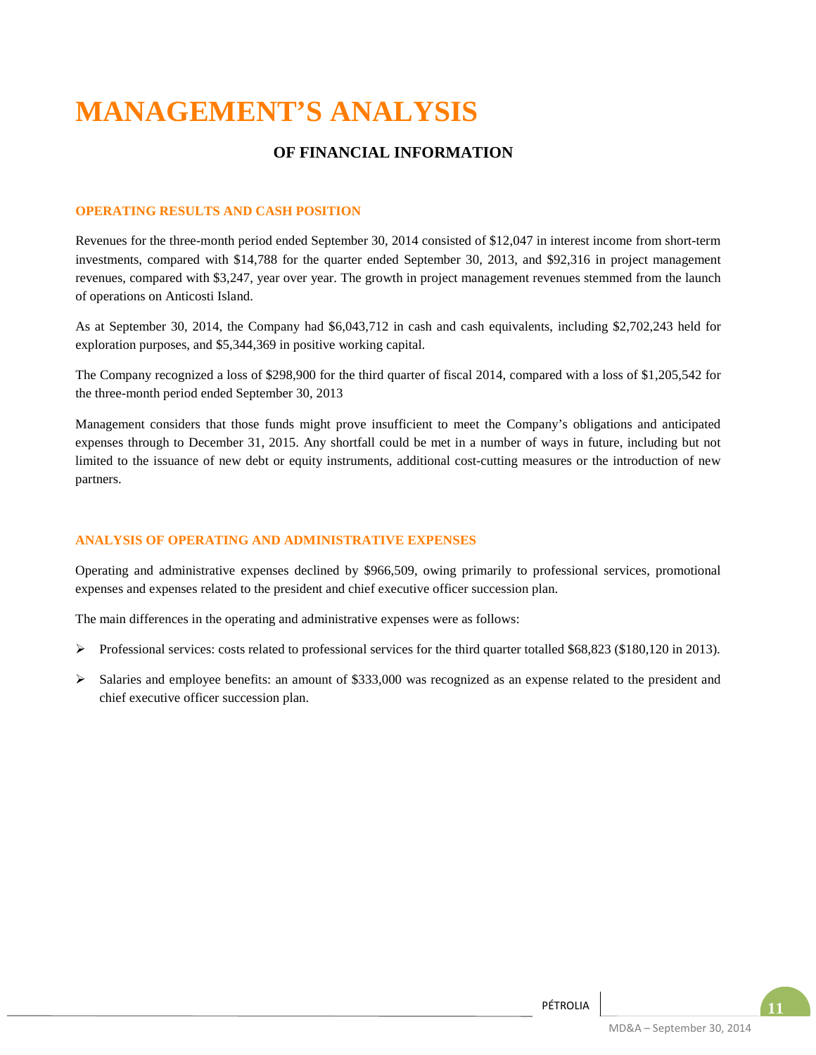# MANAGEMENT'S ANALYSIS

## OF FINANCIAL INFORMATION

### OPERATING RESULTS AND CASH POSITION

Revenues for the three-month period ended September 30, 2014 consisted of $12,047 in interest income from short-term investments, compared with $14,788 for the quarter ended September 30, 2013, and $92,316 in project management revenues, compared with $3,247, year over year. The growth in project management revenues stemmed from the launch of operations on Anticosti Island.

As at September 30, 2014, the Company had $6,043,712 in cash and cash equivalents, including $2,702,243 held for exploration purposes, and $5,344,369 in positive working capital.

The Company recognized a loss of $298,900 for the third quarter of fiscal 2014, compared with a loss of $1,205,542 for the three-month period ended September 30, 2013

Management considers that those funds might prove insufficient to meet the Company's obligations and anticipated expenses through to December 31, 2015. Any shortfall could be met in a number of ways in future, including but not limited to the issuance of new debt or equity instruments, additional cost-cutting measures or the introduction of new partners.

### ANALYSIS OF OPERATING AND ADMINISTRATIVE EXPENSES

Operating and administrative expenses declined by $966,509, owing primarily to professional services, promotional expenses and expenses related to the president and chief executive officer succession plan.

The main differences in the operating and administrative expenses were as follows:

- Professional services: costs related to professional services for the third quarter totalled $68,823 ($180,120 in 2013).
- Salaries and employee benefits: an amount of $333,000 was recognized as an expense related to the president and chief executive officer succession plan.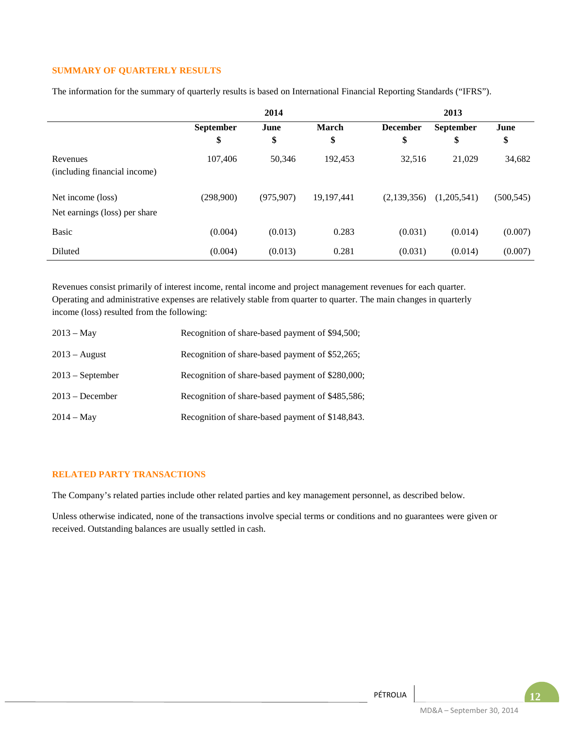## SUMMARY OF QUARTERLY RESULTS

The information for the summary of quarterly results is based on International Financial Reporting Standards ("IFRS").

| | 2014 | | | 2013 | | |
|---|---|---|---|---|---|---|
| | September<br>$ | June<br>$ | March<br>$ | December<br>$ | September<br>$ | June<br>$ |
| Revenues<br>(including financial income) | 107,406 | 50,346 | 192,453 | 32,516 | 21,029 | 34,682 |
| Net income (loss) | (298,900) | (975,907) | 19,197,441 | (2,139,356) | (1,205,541) | (500,545) |
| Net earnings (loss) per share | | | | | | |
| Basic | (0.004) | (0.013) | 0.283 | (0.031) | (0.014) | (0.007) |
| Diluted | (0.004) | (0.013) | 0.281 | (0.031) | (0.014) | (0.007) |

Revenues consist primarily of interest income, rental income and project management revenues for each quarter. Operating and administrative expenses are relatively stable from quarter to quarter. The main changes in quarterly income (loss) resulted from the following:

| | |
|---|---|
| 2013 – May | Recognition of share-based payment of $94,500; |
| 2013 – August | Recognition of share-based payment of $52,265; |
| 2013 – September | Recognition of share-based payment of $280,000; |
| 2013 – December | Recognition of share-based payment of $485,586; |
| 2014 – May | Recognition of share-based payment of $148,843. |

## RELATED PARTY TRANSACTIONS

The Company's related parties include other related parties and key management personnel, as described below.

Unless otherwise indicated, none of the transactions involve special terms or conditions and no guarantees were given or received. Outstanding balances are usually settled in cash.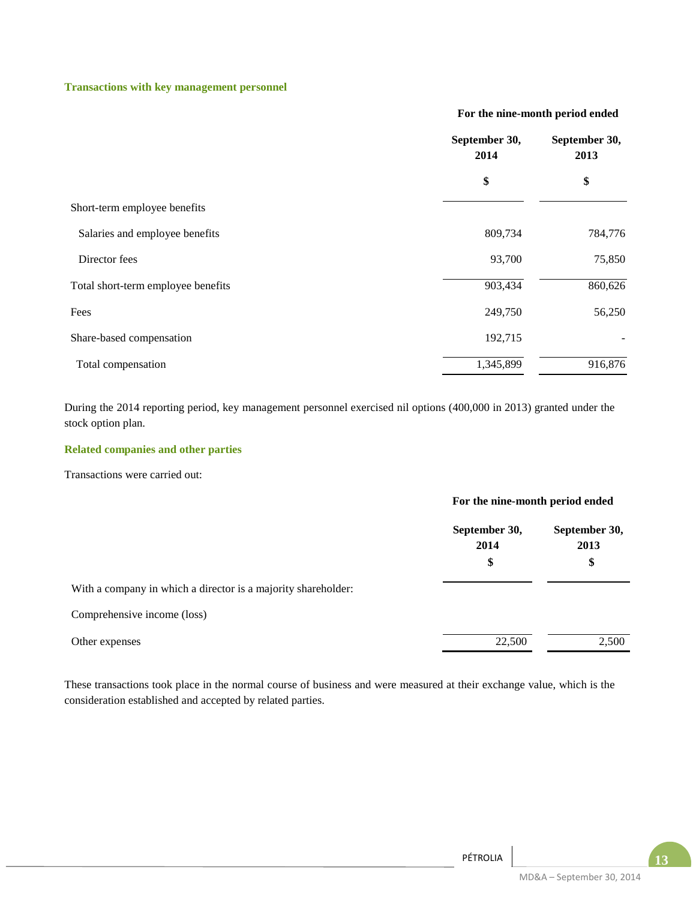### Transactions with key management personnel

| | For the nine-month period ended | |
|---|---|---|
| | September 30, 2014 | September 30, 2013 |
| | $ | $ |
| Short-term employee benefits | | |
| Salaries and employee benefits | 809,734 | 784,776 |
| Director fees | 93,700 | 75,850 |
| Total short-term employee benefits | 903,434 | 860,626 |
| Fees | 249,750 | 56,250 |
| Share-based compensation | 192,715 | - |
| Total compensation | 1,345,899 | 916,876 |

During the 2014 reporting period, key management personnel exercised nil options (400,000 in 2013) granted under the stock option plan.

### Related companies and other parties

Transactions were carried out:

| | For the nine-month period ended | |
|---|---|---|
| | September 30, 2014 | September 30, 2013 |
| | $ | $ |
| With a company in which a director is a majority shareholder: | | |
| Comprehensive income (loss) | | |
| Other expenses | 22,500 | 2,500 |

These transactions took place in the normal course of business and were measured at their exchange value, which is the consideration established and accepted by related parties.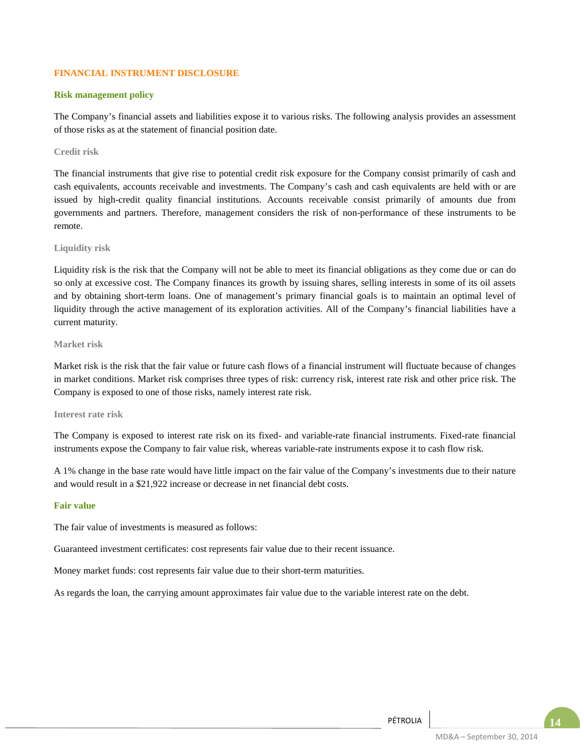## FINANCIAL INSTRUMENT DISCLOSURE

### Risk management policy

The Company's financial assets and liabilities expose it to various risks. The following analysis provides an assessment of those risks as at the statement of financial position date.

#### Credit risk

The financial instruments that give rise to potential credit risk exposure for the Company consist primarily of cash and cash equivalents, accounts receivable and investments. The Company's cash and cash equivalents are held with or are issued by high-credit quality financial institutions. Accounts receivable consist primarily of amounts due from governments and partners. Therefore, management considers the risk of non-performance of these instruments to be remote.

#### Liquidity risk

Liquidity risk is the risk that the Company will not be able to meet its financial obligations as they come due or can do so only at excessive cost. The Company finances its growth by issuing shares, selling interests in some of its oil assets and by obtaining short-term loans. One of management's primary financial goals is to maintain an optimal level of liquidity through the active management of its exploration activities. All of the Company's financial liabilities have a current maturity.

#### Market risk

Market risk is the risk that the fair value or future cash flows of a financial instrument will fluctuate because of changes in market conditions. Market risk comprises three types of risk: currency risk, interest rate risk and other price risk. The Company is exposed to one of those risks, namely interest rate risk.

#### Interest rate risk

The Company is exposed to interest rate risk on its fixed- and variable-rate financial instruments. Fixed-rate financial instruments expose the Company to fair value risk, whereas variable-rate instruments expose it to cash flow risk.

A 1% change in the base rate would have little impact on the fair value of the Company's investments due to their nature and would result in a $21,922 increase or decrease in net financial debt costs.

### Fair value

The fair value of investments is measured as follows:

Guaranteed investment certificates: cost represents fair value due to their recent issuance.

Money market funds: cost represents fair value due to their short-term maturities.

As regards the loan, the carrying amount approximates fair value due to the variable interest rate on the debt.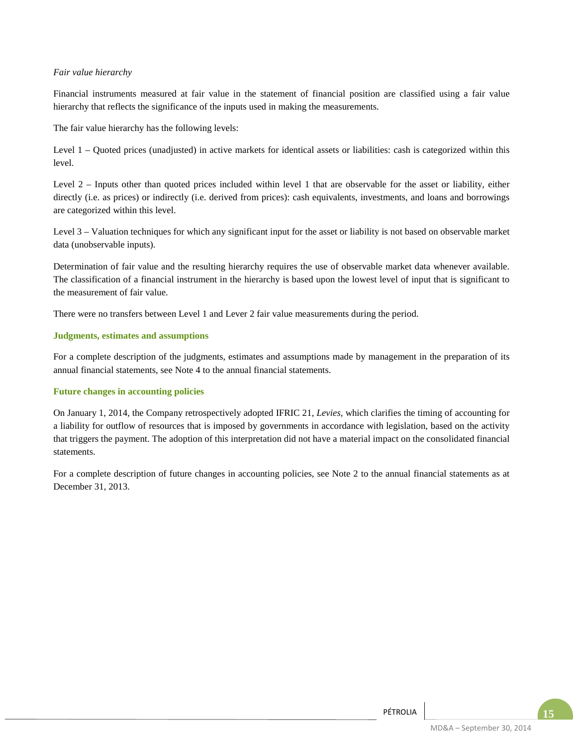*Fair value hierarchy*

Financial instruments measured at fair value in the statement of financial position are classified using a fair value hierarchy that reflects the significance of the inputs used in making the measurements.

The fair value hierarchy has the following levels:

Level 1 – Quoted prices (unadjusted) in active markets for identical assets or liabilities: cash is categorized within this level.

Level 2 – Inputs other than quoted prices included within level 1 that are observable for the asset or liability, either directly (i.e. as prices) or indirectly (i.e. derived from prices): cash equivalents, investments, and loans and borrowings are categorized within this level.

Level 3 – Valuation techniques for which any significant input for the asset or liability is not based on observable market data (unobservable inputs).

Determination of fair value and the resulting hierarchy requires the use of observable market data whenever available. The classification of a financial instrument in the hierarchy is based upon the lowest level of input that is significant to the measurement of fair value.

There were no transfers between Level 1 and Lever 2 fair value measurements during the period.

## Judgments, estimates and assumptions

For a complete description of the judgments, estimates and assumptions made by management in the preparation of its annual financial statements, see Note 4 to the annual financial statements.

## Future changes in accounting policies

On January 1, 2014, the Company retrospectively adopted IFRIC 21, *Levies*, which clarifies the timing of accounting for a liability for outflow of resources that is imposed by governments in accordance with legislation, based on the activity that triggers the payment. The adoption of this interpretation did not have a material impact on the consolidated financial statements.

For a complete description of future changes in accounting policies, see Note 2 to the annual financial statements as at December 31, 2013.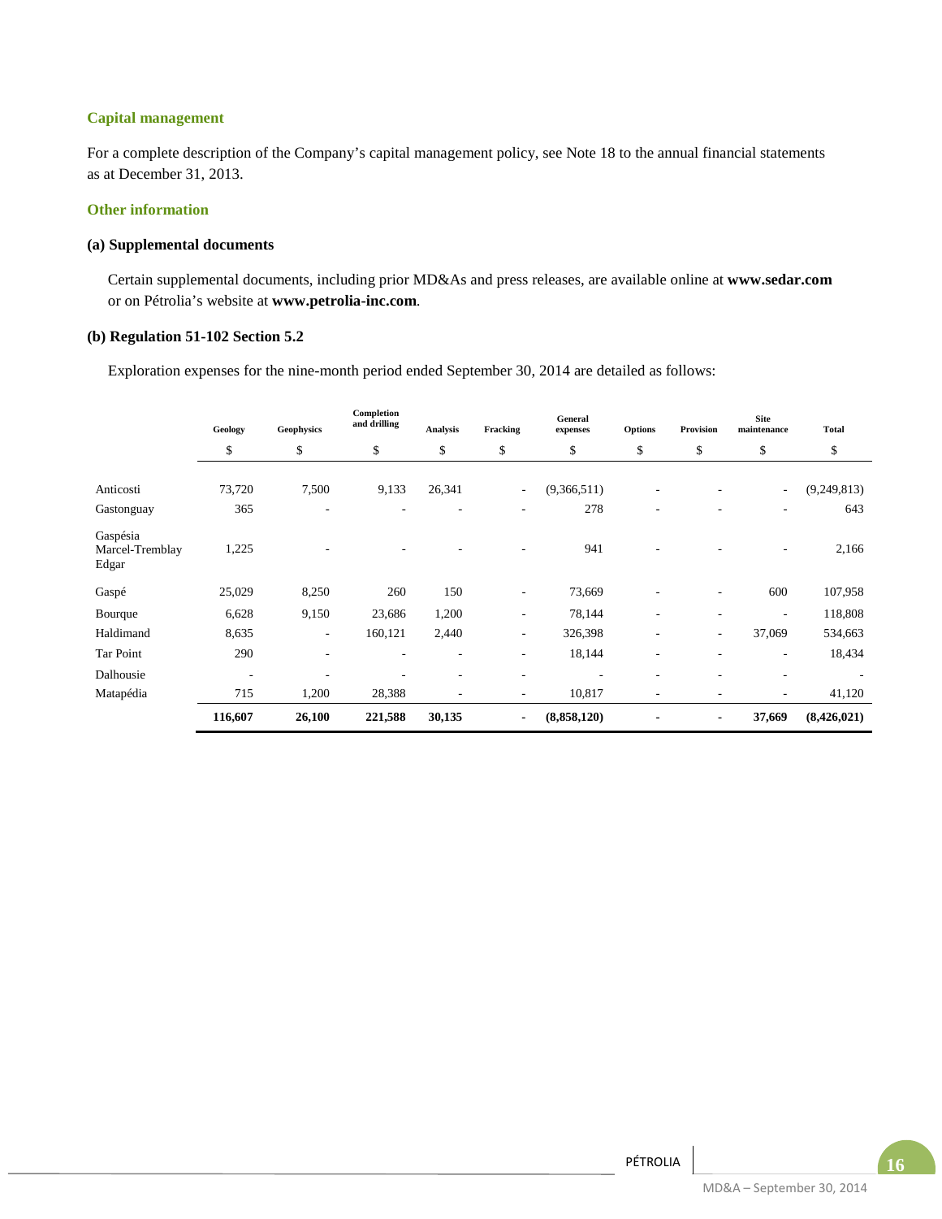### Capital management

For a complete description of the Company's capital management policy, see Note 18 to the annual financial statements as at December 31, 2013.

### Other information

#### (a) Supplemental documents

Certain supplemental documents, including prior MD&As and press releases, are available online at **www.sedar.com** or on Pétrolia's website at **www.petrolia-inc.com**.

#### (b) Regulation 51-102 Section 5.2

Exploration expenses for the nine-month period ended September 30, 2014 are detailed as follows:

| | Geology | Geophysics | Completion and drilling | Analysis | Fracking | General expenses | Options | Provision | Site maintenance | Total |
|---|---|---|---|---|---|---|---|---|---|---|
| | $ | $ | $ | $ | $ | $ | $ | $ | $ | $ |
| Anticosti | 73,720 | 7,500 | 9,133 | 26,341 | - | (9,366,511) | - | - | - | (9,249,813) |
| Gastonguay | 365 | - | - | - | - | 278 | - | - | - | 643 |
| Gaspésia Marcel-Tremblay Edgar | 1,225 | - | - | - | - | 941 | - | - | - | 2,166 |
| Gaspé | 25,029 | 8,250 | 260 | 150 | - | 73,669 | - | - | 600 | 107,958 |
| Bourque | 6,628 | 9,150 | 23,686 | 1,200 | - | 78,144 | - | - | - | 118,808 |
| Haldimand | 8,635 | - | 160,121 | 2,440 | - | 326,398 | - | - | 37,069 | 534,663 |
| Tar Point | 290 | - | - | - | - | 18,144 | - | - | - | 18,434 |
| Dalhousie | - | - | - | - | - | - | - | - | - | - |
| Matapédia | 715 | 1,200 | 28,388 | - | - | 10,817 | - | - | - | 41,120 |
| | **116,607** | **26,100** | **221,588** | **30,135** | **-** | **(8,858,120)** | **-** | **-** | **37,669** | **(8,426,021)** |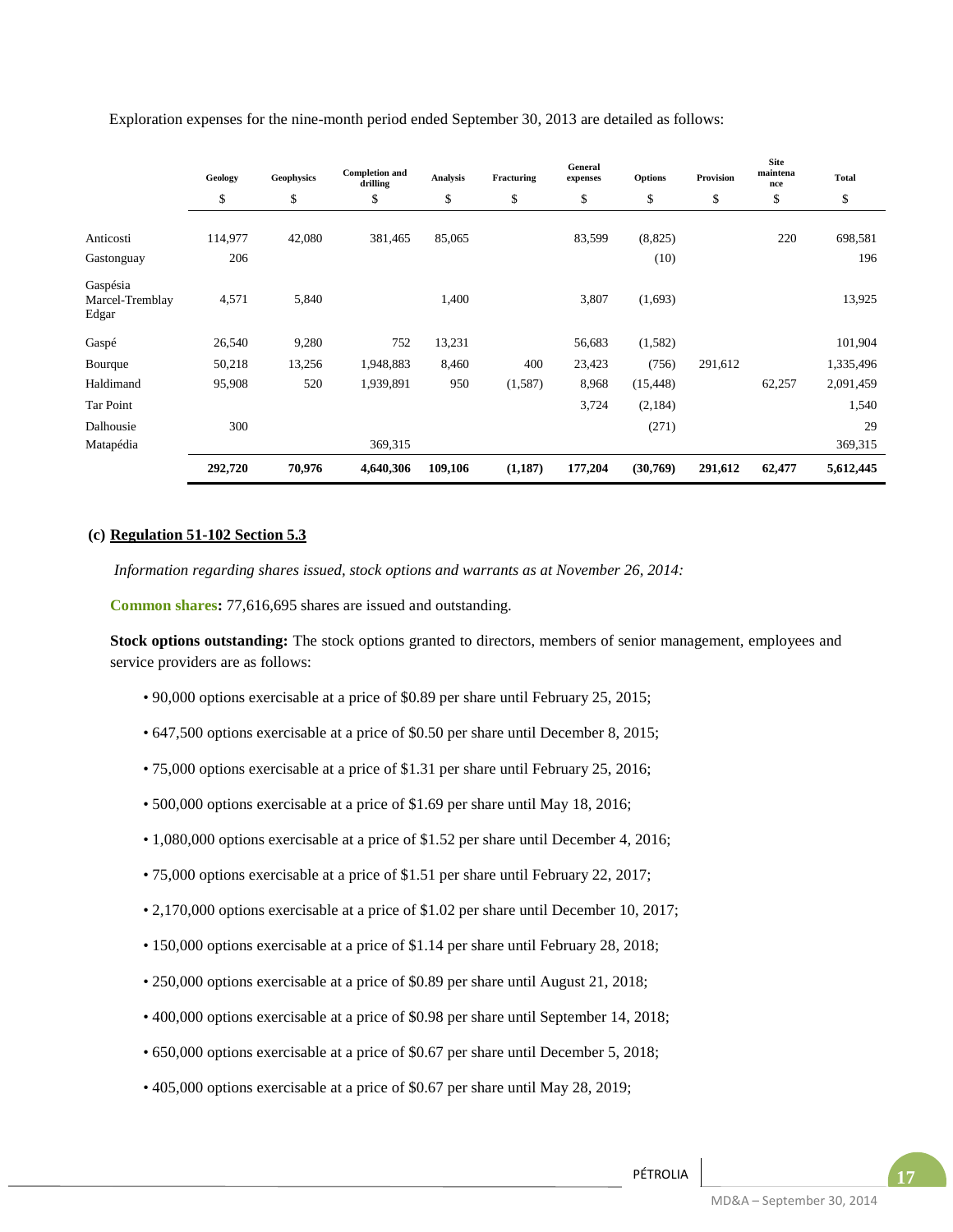Exploration expenses for the nine-month period ended September 30, 2013 are detailed as follows:

| | Geology | Geophysics | Completion and drilling | Analysis | Fracturing | General expenses | Options | Provision | Site maintenance | Total |
|---|---|---|---|---|---|---|---|---|---|---|
| | $ | $ | $ | $ | $ | $ | $ | $ | $ | $ |
| Anticosti | 114,977 | 42,080 | 381,465 | 85,065 | | 83,599 | (8,825) | | 220 | 698,581 |
| Gastonguay | 206 | | | | | | (10) | | | 196 |
| Gaspésia Marcel-Tremblay Edgar | 4,571 | 5,840 | | 1,400 | | 3,807 | (1,693) | | | 13,925 |
| Gaspé | 26,540 | 9,280 | 752 | 13,231 | | 56,683 | (1,582) | | | 101,904 |
| Bourque | 50,218 | 13,256 | 1,948,883 | 8,460 | 400 | 23,423 | (756) | 291,612 | | 1,335,496 |
| Haldimand | 95,908 | 520 | 1,939,891 | 950 | (1,587) | 8,968 | (15,448) | | 62,257 | 2,091,459 |
| Tar Point | | | | | | 3,724 | (2,184) | | | 1,540 |
| Dalhousie | 300 | | | | | | (271) | | | 29 |
| Matapédia | | | 369,315 | | | | | | | 369,315 |
| | **292,720** | **70,976** | **4,640,306** | **109,106** | **(1,187)** | **177,204** | **(30,769)** | **291,612** | **62,477** | **5,612,445** |

**(c) Regulation 51-102 Section 5.3**

*Information regarding shares issued, stock options and warrants as at November 26, 2014:*

**Common shares:** 77,616,695 shares are issued and outstanding.

**Stock options outstanding:** The stock options granted to directors, members of senior management, employees and service providers are as follows:

- 90,000 options exercisable at a price of $0.89 per share until February 25, 2015;
- 647,500 options exercisable at a price of $0.50 per share until December 8, 2015;
- 75,000 options exercisable at a price of $1.31 per share until February 25, 2016;
- 500,000 options exercisable at a price of $1.69 per share until May 18, 2016;
- 1,080,000 options exercisable at a price of $1.52 per share until December 4, 2016;
- 75,000 options exercisable at a price of $1.51 per share until February 22, 2017;
- 2,170,000 options exercisable at a price of $1.02 per share until December 10, 2017;
- 150,000 options exercisable at a price of $1.14 per share until February 28, 2018;
- 250,000 options exercisable at a price of $0.89 per share until August 21, 2018;
- 400,000 options exercisable at a price of $0.98 per share until September 14, 2018;
- 650,000 options exercisable at a price of $0.67 per share until December 5, 2018;
- 405,000 options exercisable at a price of $0.67 per share until May 28, 2019;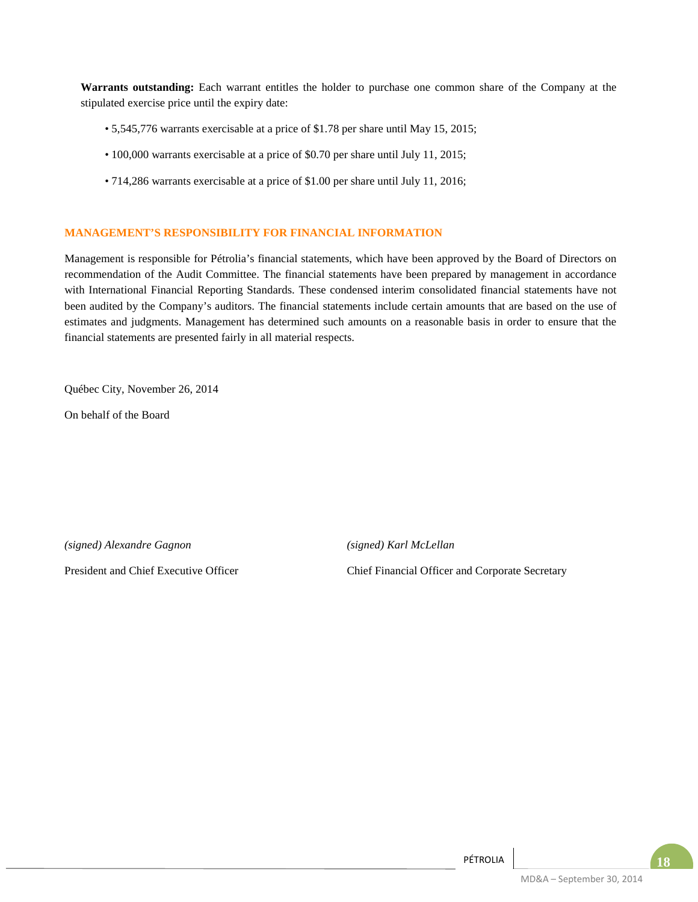**Warrants outstanding:** Each warrant entitles the holder to purchase one common share of the Company at the stipulated exercise price until the expiry date:

- 5,545,776 warrants exercisable at a price of $1.78 per share until May 15, 2015;
- 100,000 warrants exercisable at a price of $0.70 per share until July 11, 2015;
- 714,286 warrants exercisable at a price of $1.00 per share until July 11, 2016;

## MANAGEMENT'S RESPONSIBILITY FOR FINANCIAL INFORMATION

Management is responsible for Pétrolia's financial statements, which have been approved by the Board of Directors on recommendation of the Audit Committee. The financial statements have been prepared by management in accordance with International Financial Reporting Standards. These condensed interim consolidated financial statements have not been audited by the Company's auditors. The financial statements include certain amounts that are based on the use of estimates and judgments. Management has determined such amounts on a reasonable basis in order to ensure that the financial statements are presented fairly in all material respects.

Québec City, November 26, 2014

On behalf of the Board

*(signed) Alexandre Gagnon*

President and Chief Executive Officer

*(signed) Karl McLellan*

Chief Financial Officer and Corporate Secretary